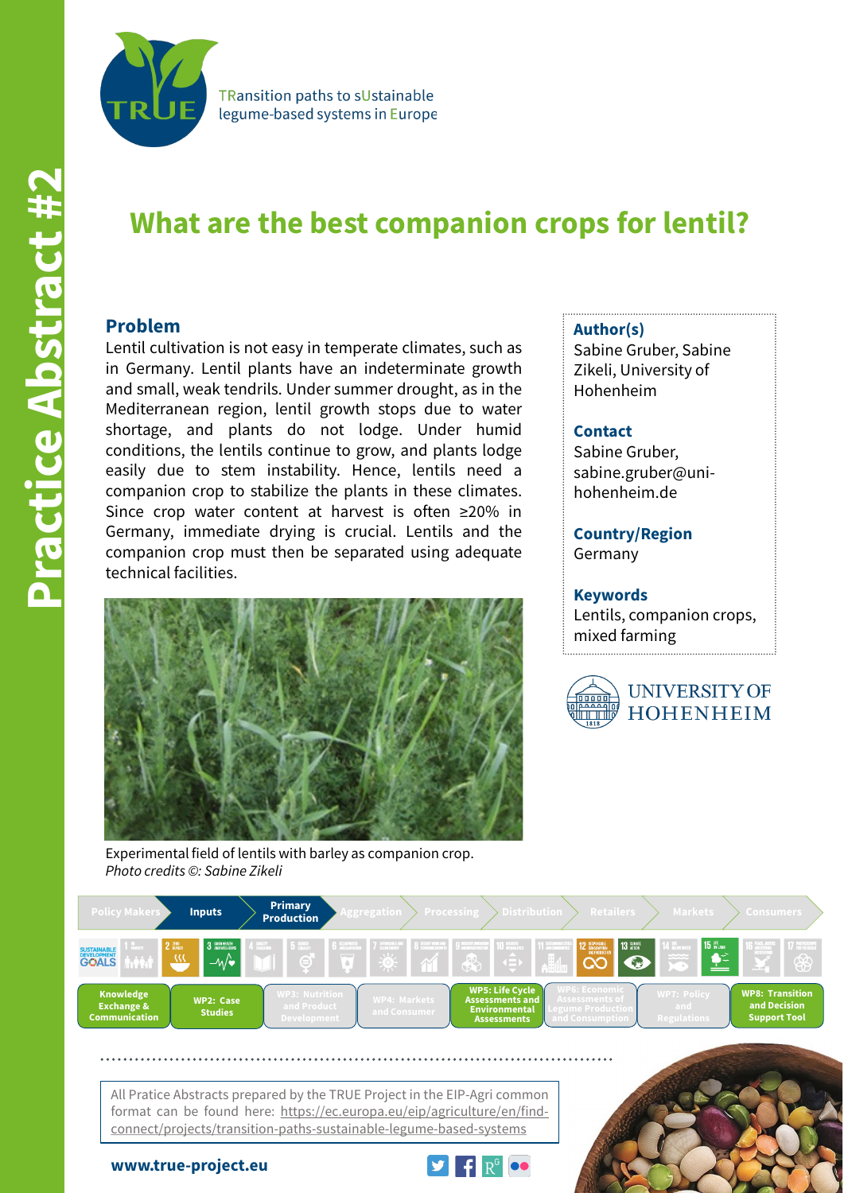TRansition paths to sUstainable legume-based systems in Europe

Practice Abstract #2

# What are the best companion crops for lentil?

## Problem

Lentil cultivation is not easy in temperate climates, such as in Germany. Lentil plants have an indeterminate growth and small, weak tendrils. Under summer drought, as in the Mediterranean region, lentil growth stops due to water shortage, and plants do not lodge. Under humid conditions, the lentils continue to grow, and plants lodge easily due to stem instability. Hence, lentils need a companion crop to stabilize the plants in these climates. Since crop water content at harvest is often ≥20% in Germany, immediate drying is crucial. Lentils and the companion crop must then be separated using adequate technical facilities.

Experimental field of lentils with barley as companion crop.
*Photo credits ©: Sabine Zikeli*

**Author(s)**
Sabine Gruber, Sabine Zikeli, University of Hohenheim

**Contact**
Sabine Gruber, sabine.gruber@uni-hohenheim.de

**Country/Region**
Germany

**Keywords**
Lentils, companion crops, mixed farming

UNIVERSITY OF HOHENHEIM

Policy Makers | Inputs | Primary Production | Aggregation | Processing | Distribution | Retailers | Markets | Consumers

Knowledge Exchange & Communication | WP2: Case Studies | WP3: Nutrition and Product Development | WP4: Markets and Consumer | WP5: Life Cycle Assessments and Environmental Assessments | WP6: Economic Assessments of Legume Production and Consumption | WP7: Policy and Regulations | WP8: Transition and Decision Support Tool

All Pratice Abstracts prepared by the TRUE Project in the EIP-Agri common format can be found here: https://ec.europa.eu/eip/agriculture/en/find-connect/projects/transition-paths-sustainable-legume-based-systems

**www.true-project.eu**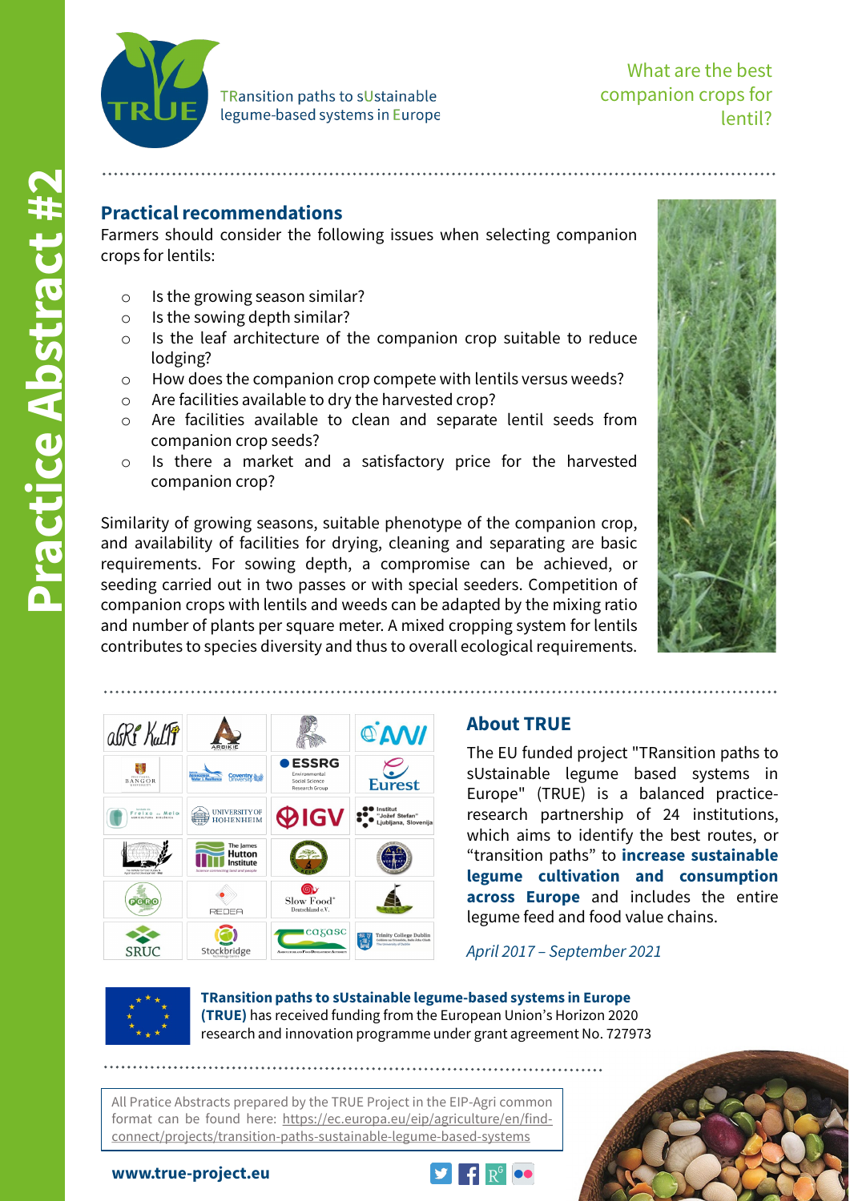Practice Abstract #2

TRansition paths to sUstainable legume-based systems in Europe

What are the best companion crops for lentil?

## Practical recommendations

Farmers should consider the following issues when selecting companion crops for lentils:

- Is the growing season similar?
- Is the sowing depth similar?
- Is the leaf architecture of the companion crop suitable to reduce lodging?
- How does the companion crop compete with lentils versus weeds?
- Are facilities available to dry the harvested crop?
- Are facilities available to clean and separate lentil seeds from companion crop seeds?
- Is there a market and a satisfactory price for the harvested companion crop?

Similarity of growing seasons, suitable phenotype of the companion crop, and availability of facilities for drying, cleaning and separating are basic requirements. For sowing depth, a compromise can be achieved, or seeding carried out in two passes or with special seeders. Competition of companion crops with lentils and weeds can be adapted by the mixing ratio and number of plants per square meter. A mixed cropping system for lentils contributes to species diversity and thus to overall ecological requirements.

## About TRUE

The EU funded project "TRansition paths to sUstainable legume based systems in Europe" (TRUE) is a balanced practice-research partnership of 24 institutions, which aims to identify the best routes, or "transition paths" to **increase sustainable legume cultivation and consumption across Europe** and includes the entire legume feed and food value chains.

*April 2017 – September 2021*

**TRansition paths to sUstainable legume-based systems in Europe (TRUE)** has received funding from the European Union's Horizon 2020 research and innovation programme under grant agreement No. 727973

All Pratice Abstracts prepared by the TRUE Project in the EIP-Agri common format can be found here: https://ec.europa.eu/eip/agriculture/en/find-connect/projects/transition-paths-sustainable-legume-based-systems

**www.true-project.eu**